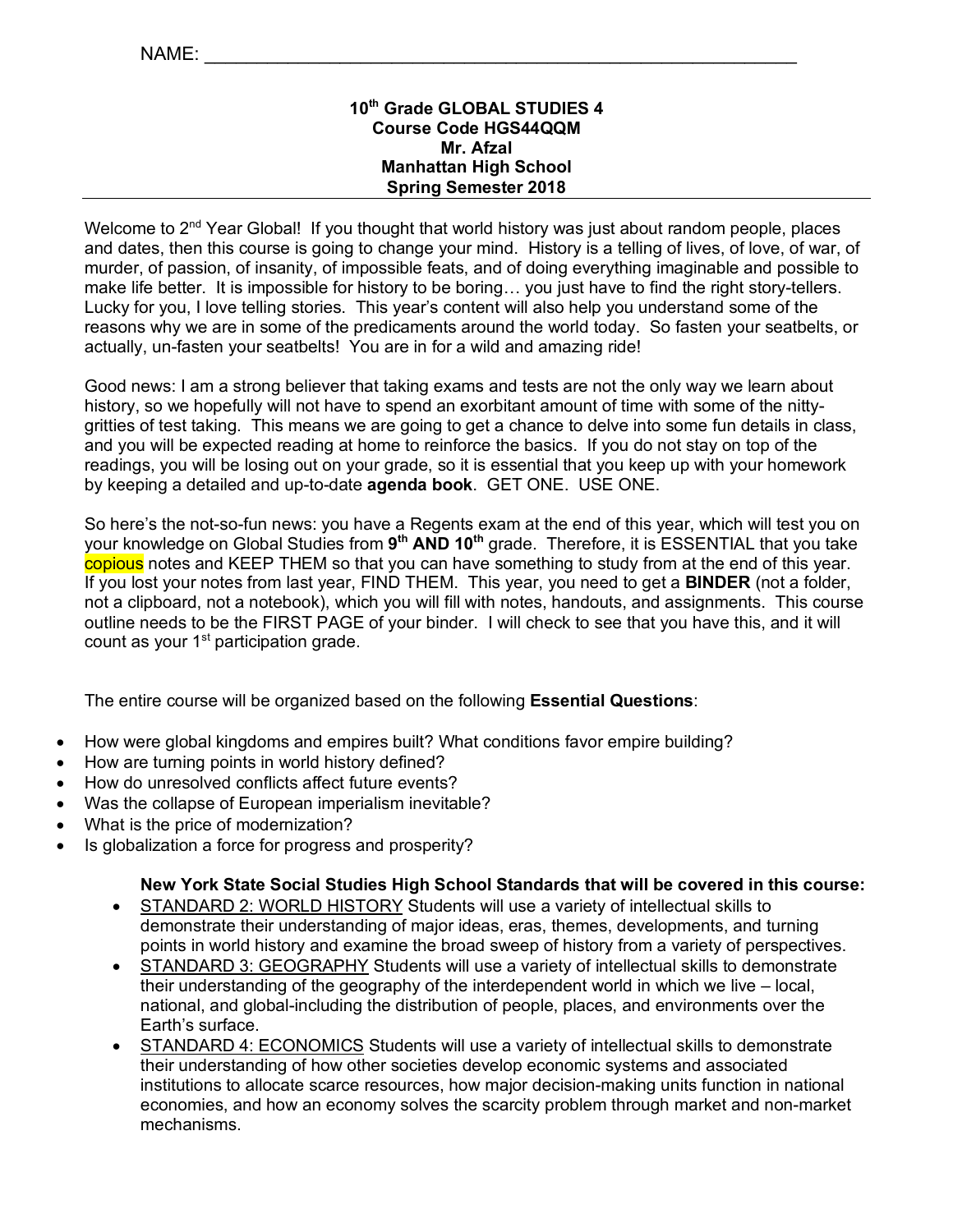NAME: ___________________________________________________________

**10th Grade GLOBAL STUDIES 4**
**Course Code HGS44QQM**
**Mr. Afzal**
**Manhattan High School**
**Spring Semester 2018**

---

Welcome to 2nd Year Global! If you thought that world history was just about random people, places and dates, then this course is going to change your mind. History is a telling of lives, of love, of war, of murder, of passion, of insanity, of impossible feats, and of doing everything imaginable and possible to make life better. It is impossible for history to be boring… you just have to find the right story-tellers. Lucky for you, I love telling stories. This year's content will also help you understand some of the reasons why we are in some of the predicaments around the world today. So fasten your seatbelts, or actually, un-fasten your seatbelts! You are in for a wild and amazing ride!

Good news: I am a strong believer that taking exams and tests are not the only way we learn about history, so we hopefully will not have to spend an exorbitant amount of time with some of the nitty-gritties of test taking. This means we are going to get a chance to delve into some fun details in class, and you will be expected reading at home to reinforce the basics. If you do not stay on top of the readings, you will be losing out on your grade, so it is essential that you keep up with your homework by keeping a detailed and up-to-date **agenda book**. GET ONE. USE ONE.

So here's the not-so-fun news: you have a Regents exam at the end of this year, which will test you on your knowledge on Global Studies from **9th AND 10th** grade. Therefore, it is ESSENTIAL that you take copious notes and KEEP THEM so that you can have something to study from at the end of this year. If you lost your notes from last year, FIND THEM. This year, you need to get a **BINDER** (not a folder, not a clipboard, not a notebook), which you will fill with notes, handouts, and assignments. This course outline needs to be the FIRST PAGE of your binder. I will check to see that you have this, and it will count as your 1st participation grade.

The entire course will be organized based on the following **Essential Questions**:

- How were global kingdoms and empires built? What conditions favor empire building?
- How are turning points in world history defined?
- How do unresolved conflicts affect future events?
- Was the collapse of European imperialism inevitable?
- What is the price of modernization?
- Is globalization a force for progress and prosperity?

**New York State Social Studies High School Standards that will be covered in this course:**

- STANDARD 2: WORLD HISTORY Students will use a variety of intellectual skills to demonstrate their understanding of major ideas, eras, themes, developments, and turning points in world history and examine the broad sweep of history from a variety of perspectives.
- STANDARD 3: GEOGRAPHY Students will use a variety of intellectual skills to demonstrate their understanding of the geography of the interdependent world in which we live – local, national, and global-including the distribution of people, places, and environments over the Earth's surface.
- STANDARD 4: ECONOMICS Students will use a variety of intellectual skills to demonstrate their understanding of how other societies develop economic systems and associated institutions to allocate scarce resources, how major decision-making units function in national economies, and how an economy solves the scarcity problem through market and non-market mechanisms.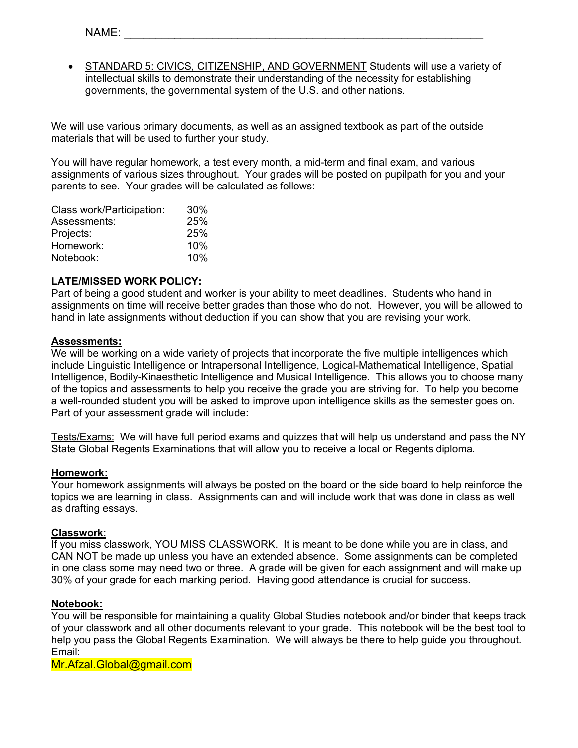NAME: _______________________________________________________________

- <u>STANDARD 5: CIVICS, CITIZENSHIP, AND GOVERNMENT</u> Students will use a variety of intellectual skills to demonstrate their understanding of the necessity for establishing governments, the governmental system of the U.S. and other nations.

We will use various primary documents, as well as an assigned textbook as part of the outside materials that will be used to further your study.

You will have regular homework, a test every month, a mid-term and final exam, and various assignments of various sizes throughout. Your grades will be posted on pupilpath for you and your parents to see. Your grades will be calculated as follows:

| | |
|---|---|
| Class work/Participation: | 30% |
| Assessments: | 25% |
| Projects: | 25% |
| Homework: | 10% |
| Notebook: | 10% |

**LATE/MISSED WORK POLICY:**
Part of being a good student and worker is your ability to meet deadlines. Students who hand in assignments on time will receive better grades than those who do not. However, you will be allowed to hand in late assignments without deduction if you can show that you are revising your work.

**<u>Assessments:</u>**
We will be working on a wide variety of projects that incorporate the five multiple intelligences which include Linguistic Intelligence or Intrapersonal Intelligence, Logical-Mathematical Intelligence, Spatial Intelligence, Bodily-Kinaesthetic Intelligence and Musical Intelligence. This allows you to choose many of the topics and assessments to help you receive the grade you are striving for. To help you become a well-rounded student you will be asked to improve upon intelligence skills as the semester goes on. Part of your assessment grade will include:

<u>Tests/Exams:</u> We will have full period exams and quizzes that will help us understand and pass the NY State Global Regents Examinations that will allow you to receive a local or Regents diploma.

**<u>Homework:</u>**
Your homework assignments will always be posted on the board or the side board to help reinforce the topics we are learning in class. Assignments can and will include work that was done in class as well as drafting essays.

**<u>Classwork</u>**:
If you miss classwork, YOU MISS CLASSWORK. It is meant to be done while you are in class, and CAN NOT be made up unless you have an extended absence. Some assignments can be completed in one class some may need two or three. A grade will be given for each assignment and will make up 30% of your grade for each marking period. Having good attendance is crucial for success.

**<u>Notebook:</u>**
You will be responsible for maintaining a quality Global Studies notebook and/or binder that keeps track of your classwork and all other documents relevant to your grade. This notebook will be the best tool to help you pass the Global Regents Examination. We will always be there to help guide you throughout.
Email:
Mr.Afzal.Global@gmail.com